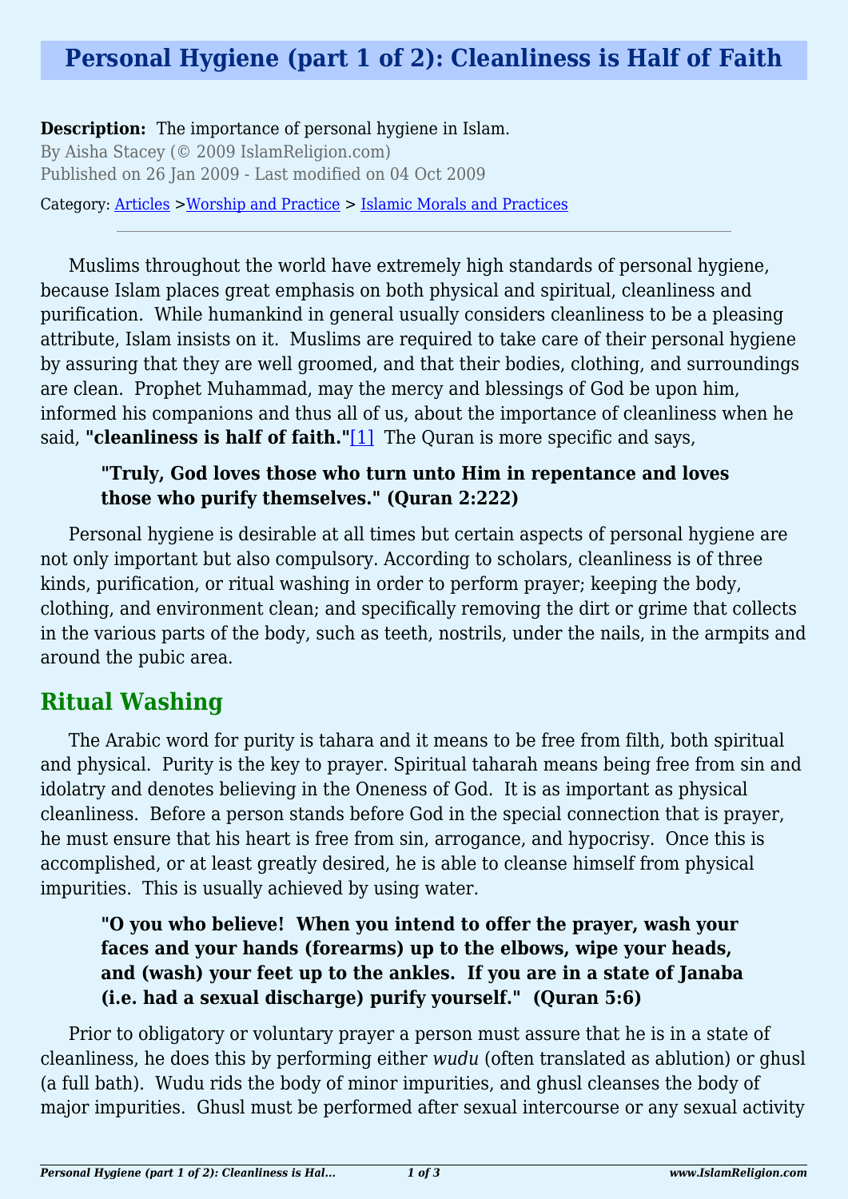# Personal Hygiene (part 1 of 2): Cleanliness is Half of Faith

**Description:** The importance of personal hygiene in Islam.

By Aisha Stacey (© 2009 IslamReligion.com)

Published on 26 Jan 2009 - Last modified on 04 Oct 2009

Category: Articles >Worship and Practice > Islamic Morals and Practices

---

Muslims throughout the world have extremely high standards of personal hygiene, because Islam places great emphasis on both physical and spiritual, cleanliness and purification. While humankind in general usually considers cleanliness to be a pleasing attribute, Islam insists on it. Muslims are required to take care of their personal hygiene by assuring that they are well groomed, and that their bodies, clothing, and surroundings are clean. Prophet Muhammad, may the mercy and blessings of God be upon him, informed his companions and thus all of us, about the importance of cleanliness when he said, **"cleanliness is half of faith."**[1] The Quran is more specific and says,

> **"Truly, God loves those who turn unto Him in repentance and loves those who purify themselves." (Quran 2:222)**

Personal hygiene is desirable at all times but certain aspects of personal hygiene are not only important but also compulsory. According to scholars, cleanliness is of three kinds, purification, or ritual washing in order to perform prayer; keeping the body, clothing, and environment clean; and specifically removing the dirt or grime that collects in the various parts of the body, such as teeth, nostrils, under the nails, in the armpits and around the pubic area.

## Ritual Washing

The Arabic word for purity is tahara and it means to be free from filth, both spiritual and physical. Purity is the key to prayer. Spiritual taharah means being free from sin and idolatry and denotes believing in the Oneness of God. It is as important as physical cleanliness. Before a person stands before God in the special connection that is prayer, he must ensure that his heart is free from sin, arrogance, and hypocrisy. Once this is accomplished, or at least greatly desired, he is able to cleanse himself from physical impurities. This is usually achieved by using water.

> **"O you who believe! When you intend to offer the prayer, wash your faces and your hands (forearms) up to the elbows, wipe your heads, and (wash) your feet up to the ankles. If you are in a state of Janaba (i.e. had a sexual discharge) purify yourself." (Quran 5:6)**

Prior to obligatory or voluntary prayer a person must assure that he is in a state of cleanliness, he does this by performing either *wudu* (often translated as ablution) or ghusl (a full bath). Wudu rids the body of minor impurities, and ghusl cleanses the body of major impurities. Ghusl must be performed after sexual intercourse or any sexual activity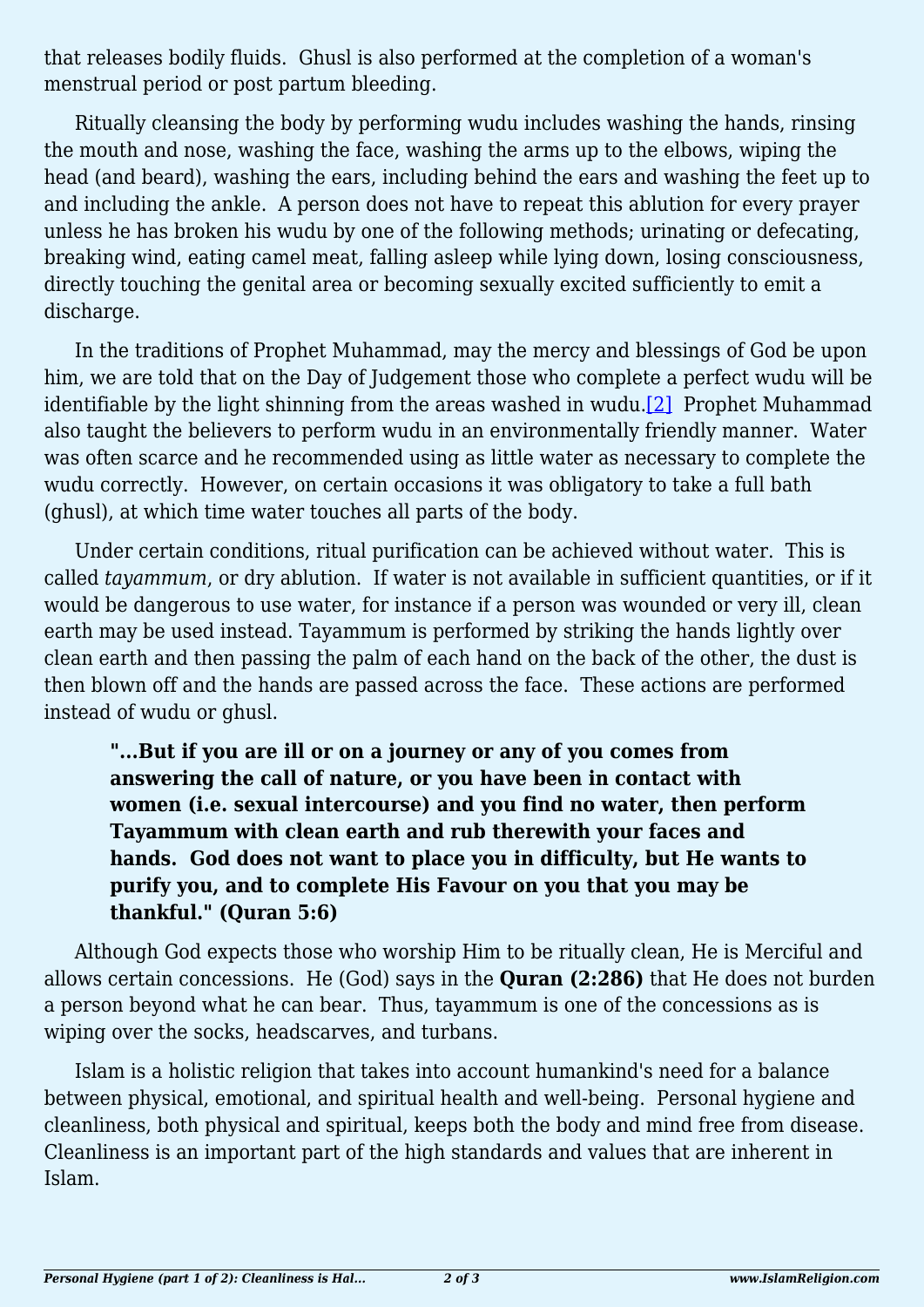that releases bodily fluids. Ghusl is also performed at the completion of a woman's menstrual period or post partum bleeding.

Ritually cleansing the body by performing wudu includes washing the hands, rinsing the mouth and nose, washing the face, washing the arms up to the elbows, wiping the head (and beard), washing the ears, including behind the ears and washing the feet up to and including the ankle. A person does not have to repeat this ablution for every prayer unless he has broken his wudu by one of the following methods; urinating or defecating, breaking wind, eating camel meat, falling asleep while lying down, losing consciousness, directly touching the genital area or becoming sexually excited sufficiently to emit a discharge.

In the traditions of Prophet Muhammad, may the mercy and blessings of God be upon him, we are told that on the Day of Judgement those who complete a perfect wudu will be identifiable by the light shinning from the areas washed in wudu.[2] Prophet Muhammad also taught the believers to perform wudu in an environmentally friendly manner. Water was often scarce and he recommended using as little water as necessary to complete the wudu correctly. However, on certain occasions it was obligatory to take a full bath (ghusl), at which time water touches all parts of the body.

Under certain conditions, ritual purification can be achieved without water. This is called *tayammum*, or dry ablution. If water is not available in sufficient quantities, or if it would be dangerous to use water, for instance if a person was wounded or very ill, clean earth may be used instead. Tayammum is performed by striking the hands lightly over clean earth and then passing the palm of each hand on the back of the other, the dust is then blown off and the hands are passed across the face. These actions are performed instead of wudu or ghusl.

> **"...But if you are ill or on a journey or any of you comes from answering the call of nature, or you have been in contact with women (i.e. sexual intercourse) and you find no water, then perform Tayammum with clean earth and rub therewith your faces and hands. God does not want to place you in difficulty, but He wants to purify you, and to complete His Favour on you that you may be thankful." (Quran 5:6)**

Although God expects those who worship Him to be ritually clean, He is Merciful and allows certain concessions. He (God) says in the **Quran (2:286)** that He does not burden a person beyond what he can bear. Thus, tayammum is one of the concessions as is wiping over the socks, headscarves, and turbans.

Islam is a holistic religion that takes into account humankind's need for a balance between physical, emotional, and spiritual health and well-being. Personal hygiene and cleanliness, both physical and spiritual, keeps both the body and mind free from disease. Cleanliness is an important part of the high standards and values that are inherent in Islam.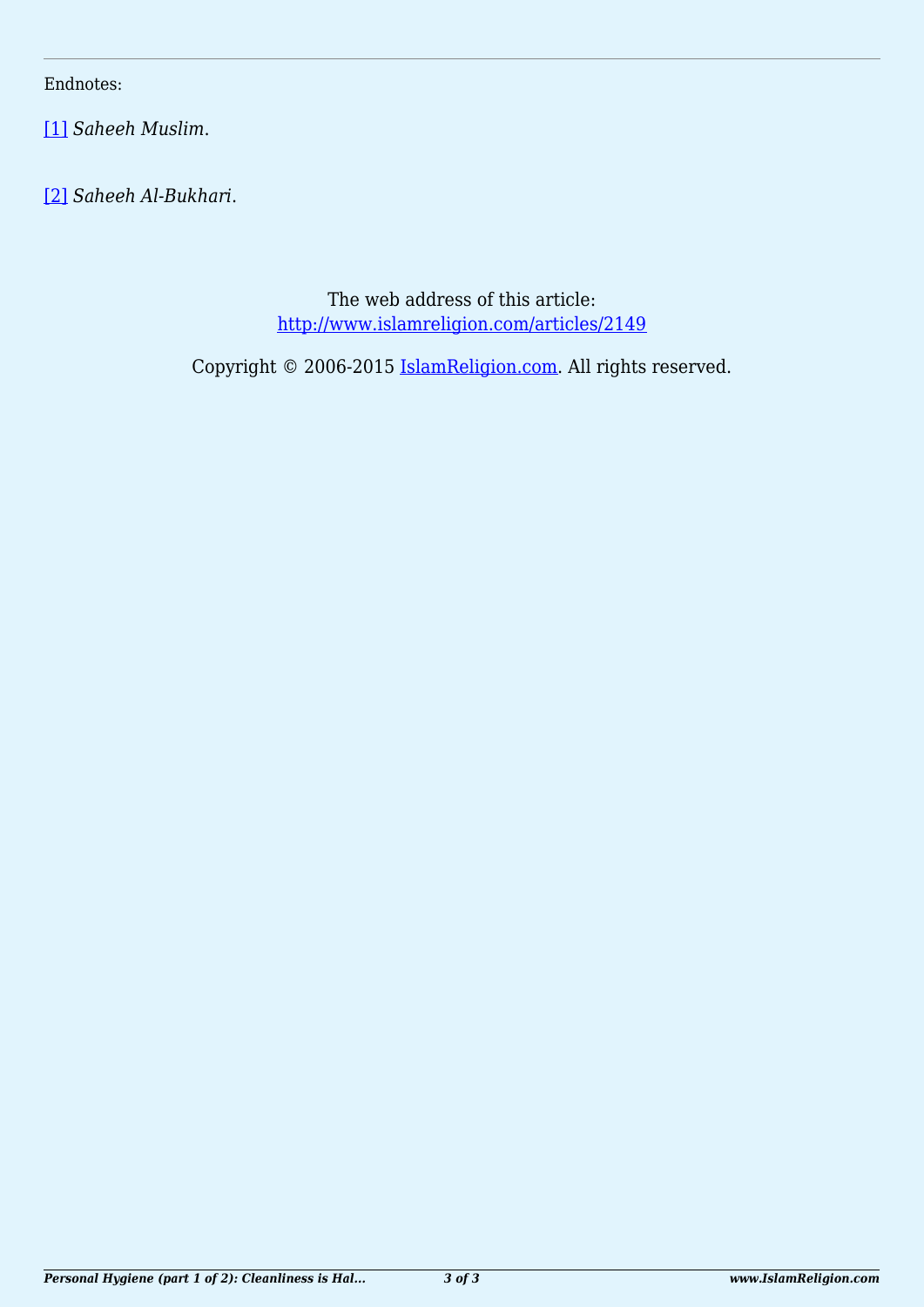Endnotes:

[1] *Saheeh Muslim*.

[2] *Saheeh Al-Bukhari*.

The web address of this article:
http://www.islamreligion.com/articles/2149

Copyright © 2006-2015 IslamReligion.com. All rights reserved.